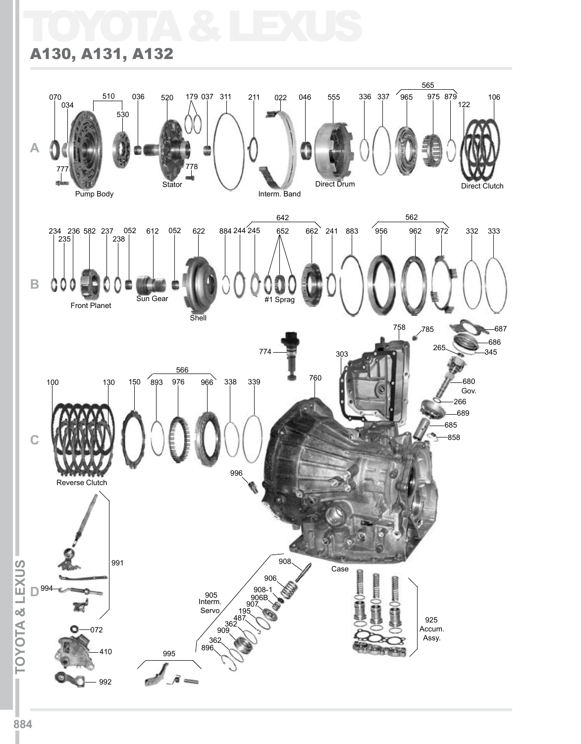# TOYOTA & LEXUS

## A130, A131, A132

A

070 034 510 530 036 520 179 037 311 211 022 046 555 336 337 565 965 975 879 122 106

777 778

Pump Body Stator Interm. Band Direct Drum Direct Clutch

B

234 235 236 582 237 238 052 612 052 622 884 244 245 642 652 662 241 883 562 956 962 972 332 333

Front Planet Sun Gear Shell #1 Sprag

C

100 130 150 566 893 976 966 338 339 774 760 303 758 785 687 686 265 345 680 Gov. 266 689 685 858

Reverse Clutch 996 Case

D

991 994 072 410 992 995

905 Interm. Servo 908 906 908-1 906B 907 195 487 362 909 362 896

925 Accum. Assy.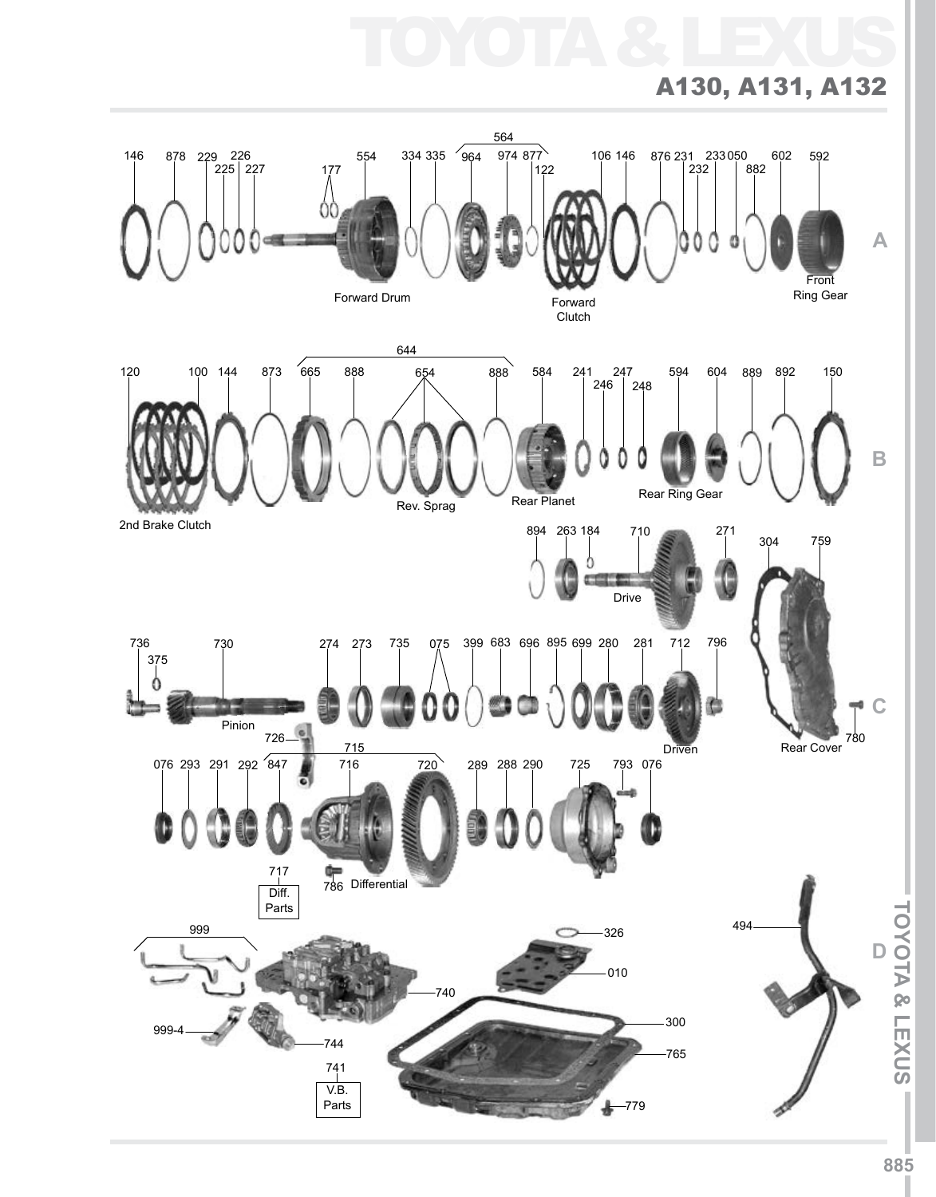# TOYOTA & LEXUS

## A130, A131, A132

A

146 878 229 226 225 227 177 554 334 335 564 964 974 877 122 106 146 876 231 232 233 050 882 602 592

Forward Drum

Forward Clutch

Front Ring Gear

B

120 100 144 873 644 665 888 654 888 584 241 247 246 248 594 604 889 892 150

2nd Brake Clutch

Rev. Sprag

Rear Planet

Rear Ring Gear

894 263 184 710 271 304 759

Drive

C

736 375 730 274 273 735 075 399 683 696 895 699 280 281 712 796

Pinion

726

Driven

Rear Cover

780

715

076 293 291 292 847 716 720 289 288 290 725 793 076

717

Diff. Parts

786 Differential

D

999

326

494

010

740

999-4

300

744

765

741

V.B. Parts

779

TOYOTA & LEXUS